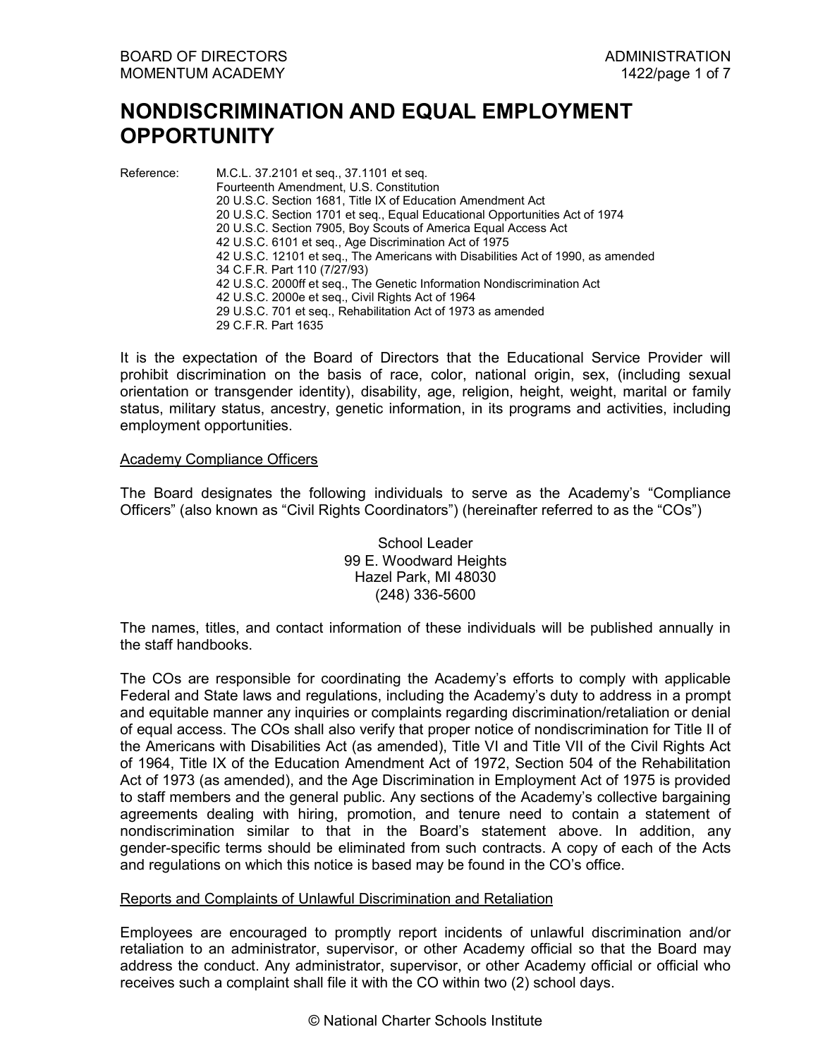# NONDISCRIMINATION AND EQUAL EMPLOYMENT OPPORTUNITY

Reference:
M.C.L. 37.2101 et seq., 37.1101 et seq.
Fourteenth Amendment, U.S. Constitution
20 U.S.C. Section 1681, Title IX of Education Amendment Act
20 U.S.C. Section 1701 et seq., Equal Educational Opportunities Act of 1974
20 U.S.C. Section 7905, Boy Scouts of America Equal Access Act
42 U.S.C. 6101 et seq., Age Discrimination Act of 1975
42 U.S.C. 12101 et seq., The Americans with Disabilities Act of 1990, as amended
34 C.F.R. Part 110 (7/27/93)
42 U.S.C. 2000ff et seq., The Genetic Information Nondiscrimination Act
42 U.S.C. 2000e et seq., Civil Rights Act of 1964
29 U.S.C. 701 et seq., Rehabilitation Act of 1973 as amended
29 C.F.R. Part 1635

It is the expectation of the Board of Directors that the Educational Service Provider will prohibit discrimination on the basis of race, color, national origin, sex, (including sexual orientation or transgender identity), disability, age, religion, height, weight, marital or family status, military status, ancestry, genetic information, in its programs and activities, including employment opportunities.

## Academy Compliance Officers

The Board designates the following individuals to serve as the Academy's "Compliance Officers" (also known as "Civil Rights Coordinators") (hereinafter referred to as the "COs")

School Leader
99 E. Woodward Heights
Hazel Park, MI 48030
(248) 336-5600

The names, titles, and contact information of these individuals will be published annually in the staff handbooks.

The COs are responsible for coordinating the Academy's efforts to comply with applicable Federal and State laws and regulations, including the Academy's duty to address in a prompt and equitable manner any inquiries or complaints regarding discrimination/retaliation or denial of equal access. The COs shall also verify that proper notice of nondiscrimination for Title II of the Americans with Disabilities Act (as amended), Title VI and Title VII of the Civil Rights Act of 1964, Title IX of the Education Amendment Act of 1972, Section 504 of the Rehabilitation Act of 1973 (as amended), and the Age Discrimination in Employment Act of 1975 is provided to staff members and the general public. Any sections of the Academy's collective bargaining agreements dealing with hiring, promotion, and tenure need to contain a statement of nondiscrimination similar to that in the Board's statement above. In addition, any gender-specific terms should be eliminated from such contracts. A copy of each of the Acts and regulations on which this notice is based may be found in the CO's office.

## Reports and Complaints of Unlawful Discrimination and Retaliation

Employees are encouraged to promptly report incidents of unlawful discrimination and/or retaliation to an administrator, supervisor, or other Academy official so that the Board may address the conduct. Any administrator, supervisor, or other Academy official or official who receives such a complaint shall file it with the CO within two (2) school days.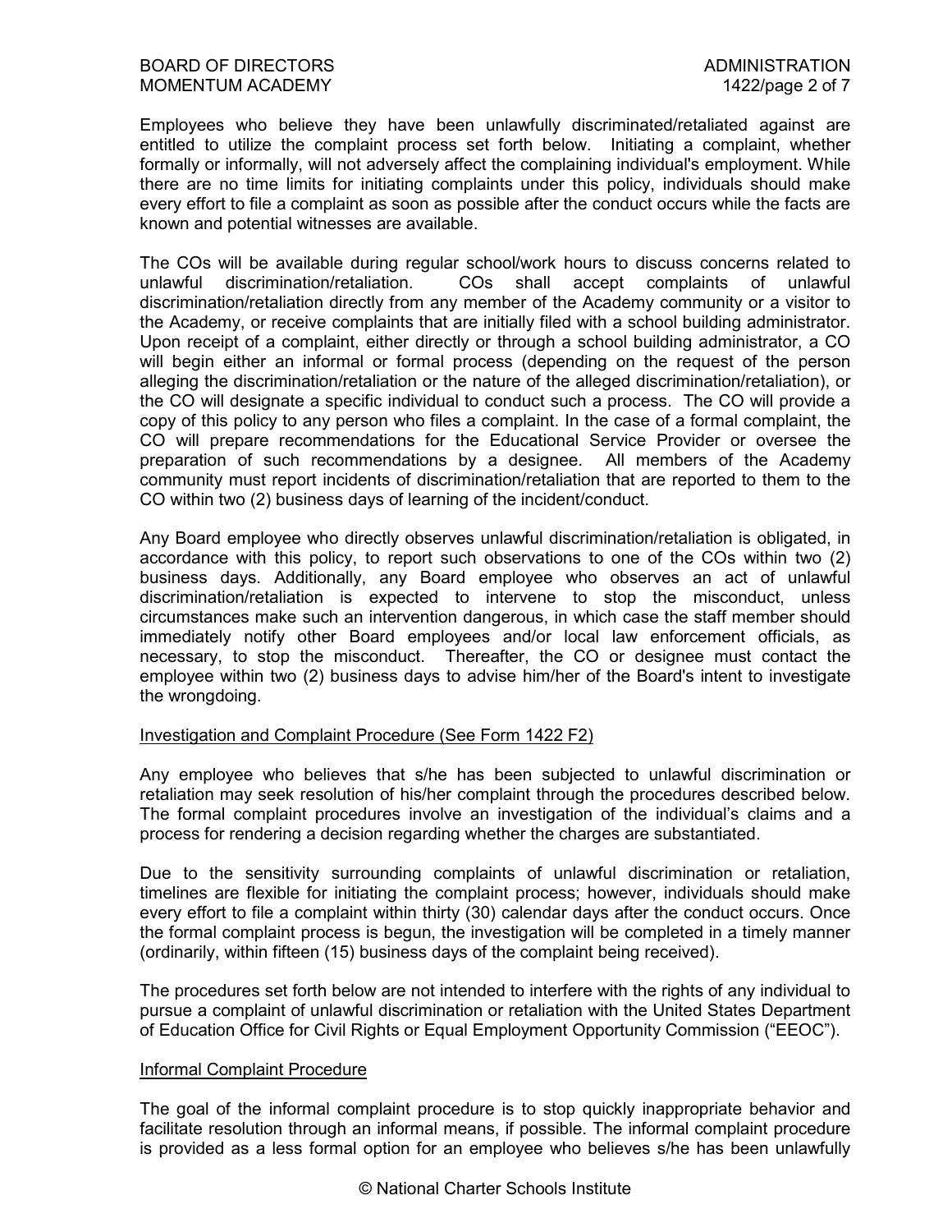Employees who believe they have been unlawfully discriminated/retaliated against are entitled to utilize the complaint process set forth below. Initiating a complaint, whether formally or informally, will not adversely affect the complaining individual's employment. While there are no time limits for initiating complaints under this policy, individuals should make every effort to file a complaint as soon as possible after the conduct occurs while the facts are known and potential witnesses are available.

The COs will be available during regular school/work hours to discuss concerns related to unlawful discrimination/retaliation. COs shall accept complaints of unlawful discrimination/retaliation directly from any member of the Academy community or a visitor to the Academy, or receive complaints that are initially filed with a school building administrator. Upon receipt of a complaint, either directly or through a school building administrator, a CO will begin either an informal or formal process (depending on the request of the person alleging the discrimination/retaliation or the nature of the alleged discrimination/retaliation), or the CO will designate a specific individual to conduct such a process. The CO will provide a copy of this policy to any person who files a complaint. In the case of a formal complaint, the CO will prepare recommendations for the Educational Service Provider or oversee the preparation of such recommendations by a designee. All members of the Academy community must report incidents of discrimination/retaliation that are reported to them to the CO within two (2) business days of learning of the incident/conduct.

Any Board employee who directly observes unlawful discrimination/retaliation is obligated, in accordance with this policy, to report such observations to one of the COs within two (2) business days. Additionally, any Board employee who observes an act of unlawful discrimination/retaliation is expected to intervene to stop the misconduct, unless circumstances make such an intervention dangerous, in which case the staff member should immediately notify other Board employees and/or local law enforcement officials, as necessary, to stop the misconduct. Thereafter, the CO or designee must contact the employee within two (2) business days to advise him/her of the Board's intent to investigate the wrongdoing.

Investigation and Complaint Procedure (See Form 1422 F2)

Any employee who believes that s/he has been subjected to unlawful discrimination or retaliation may seek resolution of his/her complaint through the procedures described below. The formal complaint procedures involve an investigation of the individual's claims and a process for rendering a decision regarding whether the charges are substantiated.

Due to the sensitivity surrounding complaints of unlawful discrimination or retaliation, timelines are flexible for initiating the complaint process; however, individuals should make every effort to file a complaint within thirty (30) calendar days after the conduct occurs. Once the formal complaint process is begun, the investigation will be completed in a timely manner (ordinarily, within fifteen (15) business days of the complaint being received).

The procedures set forth below are not intended to interfere with the rights of any individual to pursue a complaint of unlawful discrimination or retaliation with the United States Department of Education Office for Civil Rights or Equal Employment Opportunity Commission ("EEOC").

Informal Complaint Procedure

The goal of the informal complaint procedure is to stop quickly inappropriate behavior and facilitate resolution through an informal means, if possible. The informal complaint procedure is provided as a less formal option for an employee who believes s/he has been unlawfully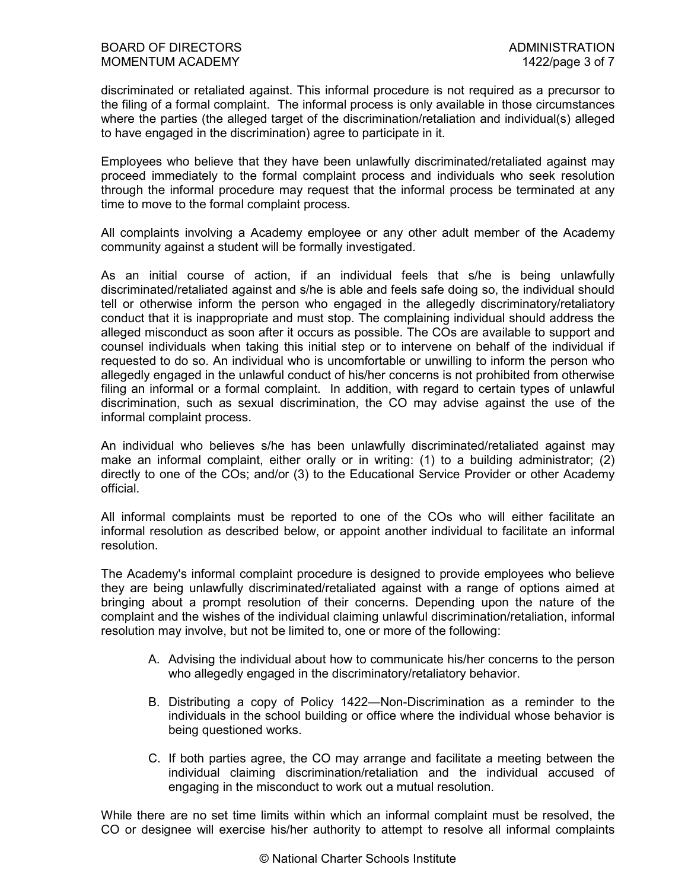discriminated or retaliated against. This informal procedure is not required as a precursor to the filing of a formal complaint. The informal process is only available in those circumstances where the parties (the alleged target of the discrimination/retaliation and individual(s) alleged to have engaged in the discrimination) agree to participate in it.

Employees who believe that they have been unlawfully discriminated/retaliated against may proceed immediately to the formal complaint process and individuals who seek resolution through the informal procedure may request that the informal process be terminated at any time to move to the formal complaint process.

All complaints involving a Academy employee or any other adult member of the Academy community against a student will be formally investigated.

As an initial course of action, if an individual feels that s/he is being unlawfully discriminated/retaliated against and s/he is able and feels safe doing so, the individual should tell or otherwise inform the person who engaged in the allegedly discriminatory/retaliatory conduct that it is inappropriate and must stop. The complaining individual should address the alleged misconduct as soon after it occurs as possible. The COs are available to support and counsel individuals when taking this initial step or to intervene on behalf of the individual if requested to do so. An individual who is uncomfortable or unwilling to inform the person who allegedly engaged in the unlawful conduct of his/her concerns is not prohibited from otherwise filing an informal or a formal complaint. In addition, with regard to certain types of unlawful discrimination, such as sexual discrimination, the CO may advise against the use of the informal complaint process.

An individual who believes s/he has been unlawfully discriminated/retaliated against may make an informal complaint, either orally or in writing: (1) to a building administrator; (2) directly to one of the COs; and/or (3) to the Educational Service Provider or other Academy official.

All informal complaints must be reported to one of the COs who will either facilitate an informal resolution as described below, or appoint another individual to facilitate an informal resolution.

The Academy's informal complaint procedure is designed to provide employees who believe they are being unlawfully discriminated/retaliated against with a range of options aimed at bringing about a prompt resolution of their concerns. Depending upon the nature of the complaint and the wishes of the individual claiming unlawful discrimination/retaliation, informal resolution may involve, but not be limited to, one or more of the following:

A. Advising the individual about how to communicate his/her concerns to the person who allegedly engaged in the discriminatory/retaliatory behavior.

B. Distributing a copy of Policy 1422—Non-Discrimination as a reminder to the individuals in the school building or office where the individual whose behavior is being questioned works.

C. If both parties agree, the CO may arrange and facilitate a meeting between the individual claiming discrimination/retaliation and the individual accused of engaging in the misconduct to work out a mutual resolution.

While there are no set time limits within which an informal complaint must be resolved, the CO or designee will exercise his/her authority to attempt to resolve all informal complaints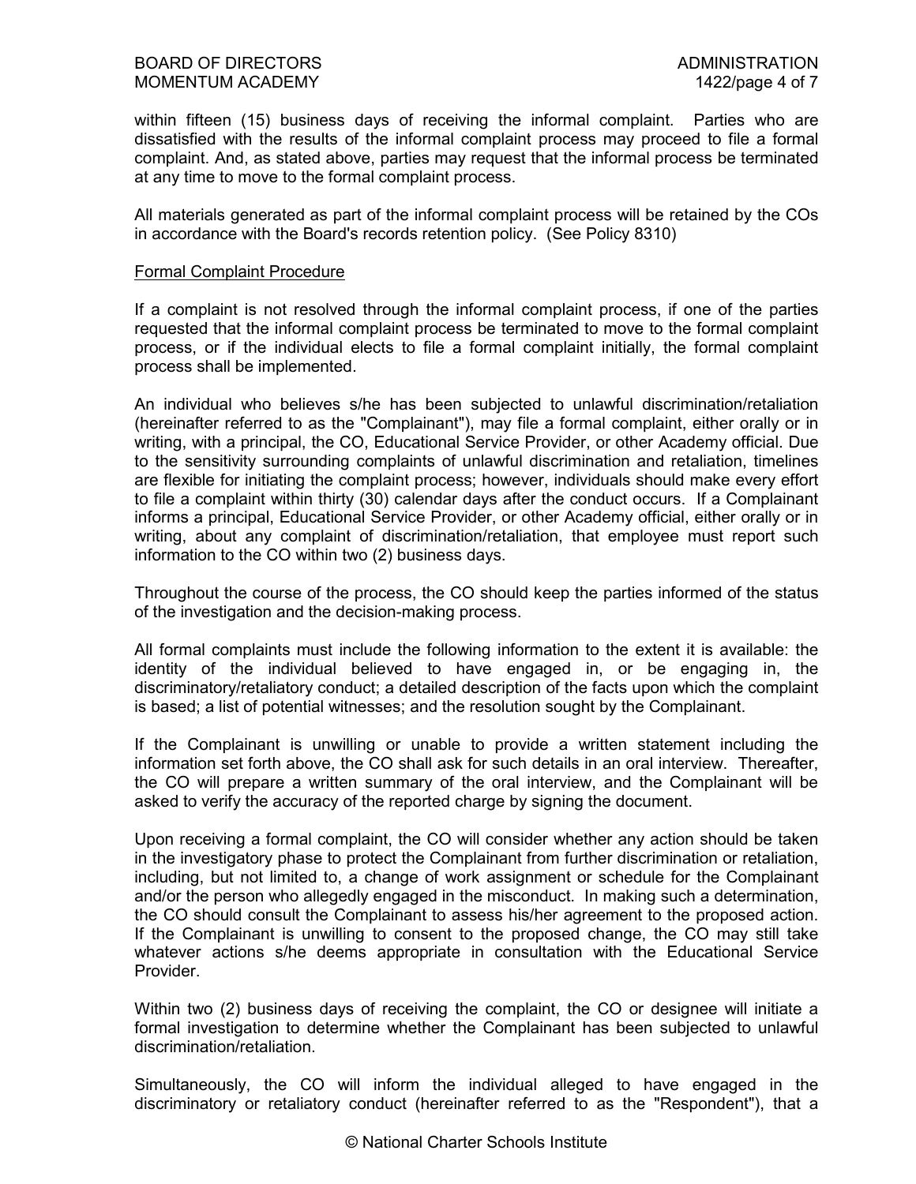within fifteen (15) business days of receiving the informal complaint. Parties who are dissatisfied with the results of the informal complaint process may proceed to file a formal complaint. And, as stated above, parties may request that the informal process be terminated at any time to move to the formal complaint process.

All materials generated as part of the informal complaint process will be retained by the COs in accordance with the Board's records retention policy. (See Policy 8310)

Formal Complaint Procedure

If a complaint is not resolved through the informal complaint process, if one of the parties requested that the informal complaint process be terminated to move to the formal complaint process, or if the individual elects to file a formal complaint initially, the formal complaint process shall be implemented.

An individual who believes s/he has been subjected to unlawful discrimination/retaliation (hereinafter referred to as the "Complainant"), may file a formal complaint, either orally or in writing, with a principal, the CO, Educational Service Provider, or other Academy official. Due to the sensitivity surrounding complaints of unlawful discrimination and retaliation, timelines are flexible for initiating the complaint process; however, individuals should make every effort to file a complaint within thirty (30) calendar days after the conduct occurs. If a Complainant informs a principal, Educational Service Provider, or other Academy official, either orally or in writing, about any complaint of discrimination/retaliation, that employee must report such information to the CO within two (2) business days.

Throughout the course of the process, the CO should keep the parties informed of the status of the investigation and the decision-making process.

All formal complaints must include the following information to the extent it is available: the identity of the individual believed to have engaged in, or be engaging in, the discriminatory/retaliatory conduct; a detailed description of the facts upon which the complaint is based; a list of potential witnesses; and the resolution sought by the Complainant.

If the Complainant is unwilling or unable to provide a written statement including the information set forth above, the CO shall ask for such details in an oral interview. Thereafter, the CO will prepare a written summary of the oral interview, and the Complainant will be asked to verify the accuracy of the reported charge by signing the document.

Upon receiving a formal complaint, the CO will consider whether any action should be taken in the investigatory phase to protect the Complainant from further discrimination or retaliation, including, but not limited to, a change of work assignment or schedule for the Complainant and/or the person who allegedly engaged in the misconduct. In making such a determination, the CO should consult the Complainant to assess his/her agreement to the proposed action. If the Complainant is unwilling to consent to the proposed change, the CO may still take whatever actions s/he deems appropriate in consultation with the Educational Service Provider.

Within two (2) business days of receiving the complaint, the CO or designee will initiate a formal investigation to determine whether the Complainant has been subjected to unlawful discrimination/retaliation.

Simultaneously, the CO will inform the individual alleged to have engaged in the discriminatory or retaliatory conduct (hereinafter referred to as the "Respondent"), that a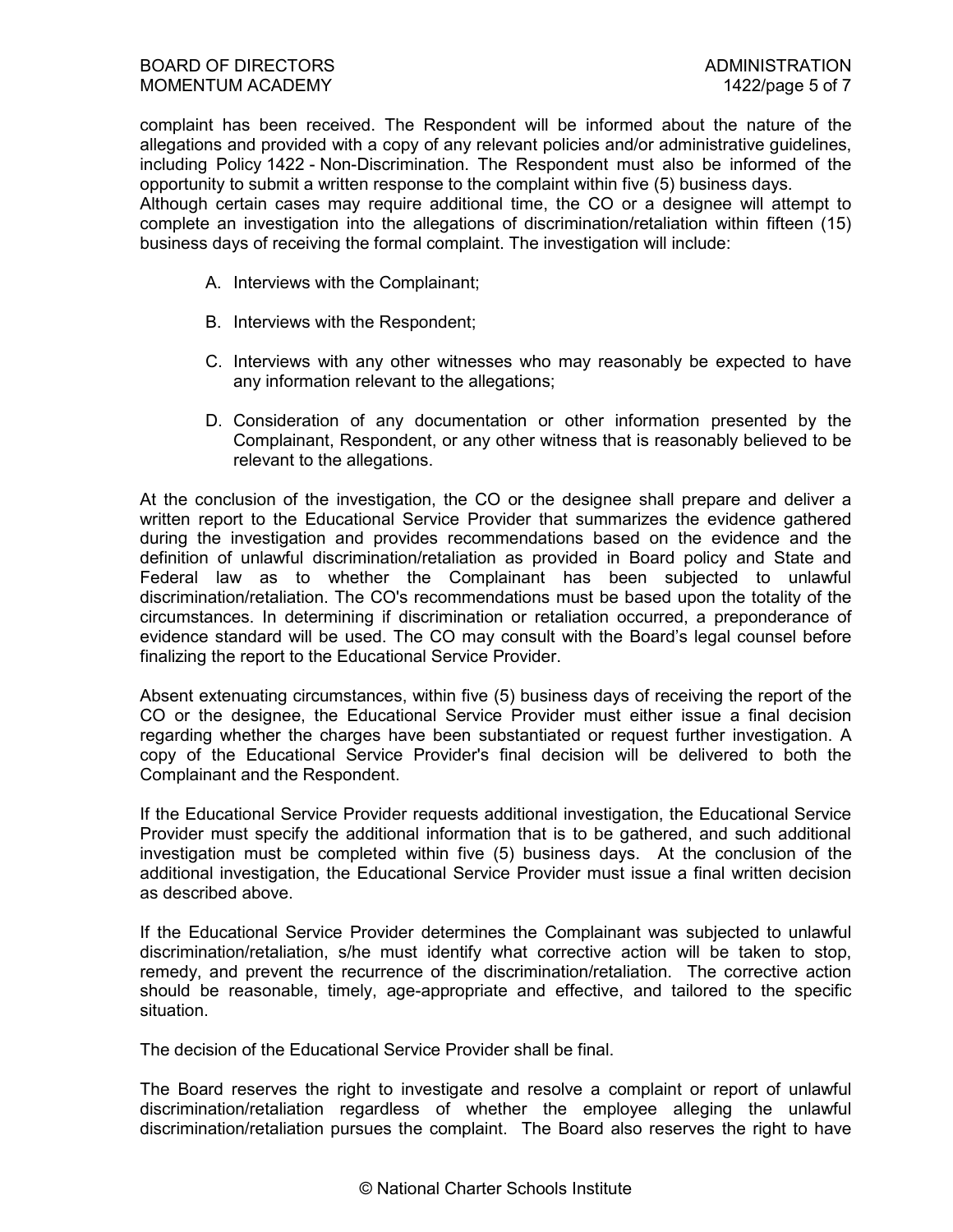complaint has been received. The Respondent will be informed about the nature of the allegations and provided with a copy of any relevant policies and/or administrative guidelines, including Policy 1422 - Non-Discrimination. The Respondent must also be informed of the opportunity to submit a written response to the complaint within five (5) business days.
Although certain cases may require additional time, the CO or a designee will attempt to complete an investigation into the allegations of discrimination/retaliation within fifteen (15) business days of receiving the formal complaint. The investigation will include:

A. Interviews with the Complainant;

B. Interviews with the Respondent;

C. Interviews with any other witnesses who may reasonably be expected to have any information relevant to the allegations;

D. Consideration of any documentation or other information presented by the Complainant, Respondent, or any other witness that is reasonably believed to be relevant to the allegations.

At the conclusion of the investigation, the CO or the designee shall prepare and deliver a written report to the Educational Service Provider that summarizes the evidence gathered during the investigation and provides recommendations based on the evidence and the definition of unlawful discrimination/retaliation as provided in Board policy and State and Federal law as to whether the Complainant has been subjected to unlawful discrimination/retaliation. The CO's recommendations must be based upon the totality of the circumstances. In determining if discrimination or retaliation occurred, a preponderance of evidence standard will be used. The CO may consult with the Board's legal counsel before finalizing the report to the Educational Service Provider.

Absent extenuating circumstances, within five (5) business days of receiving the report of the CO or the designee, the Educational Service Provider must either issue a final decision regarding whether the charges have been substantiated or request further investigation. A copy of the Educational Service Provider's final decision will be delivered to both the Complainant and the Respondent.

If the Educational Service Provider requests additional investigation, the Educational Service Provider must specify the additional information that is to be gathered, and such additional investigation must be completed within five (5) business days. At the conclusion of the additional investigation, the Educational Service Provider must issue a final written decision as described above.

If the Educational Service Provider determines the Complainant was subjected to unlawful discrimination/retaliation, s/he must identify what corrective action will be taken to stop, remedy, and prevent the recurrence of the discrimination/retaliation. The corrective action should be reasonable, timely, age-appropriate and effective, and tailored to the specific situation.

The decision of the Educational Service Provider shall be final.

The Board reserves the right to investigate and resolve a complaint or report of unlawful discrimination/retaliation regardless of whether the employee alleging the unlawful discrimination/retaliation pursues the complaint. The Board also reserves the right to have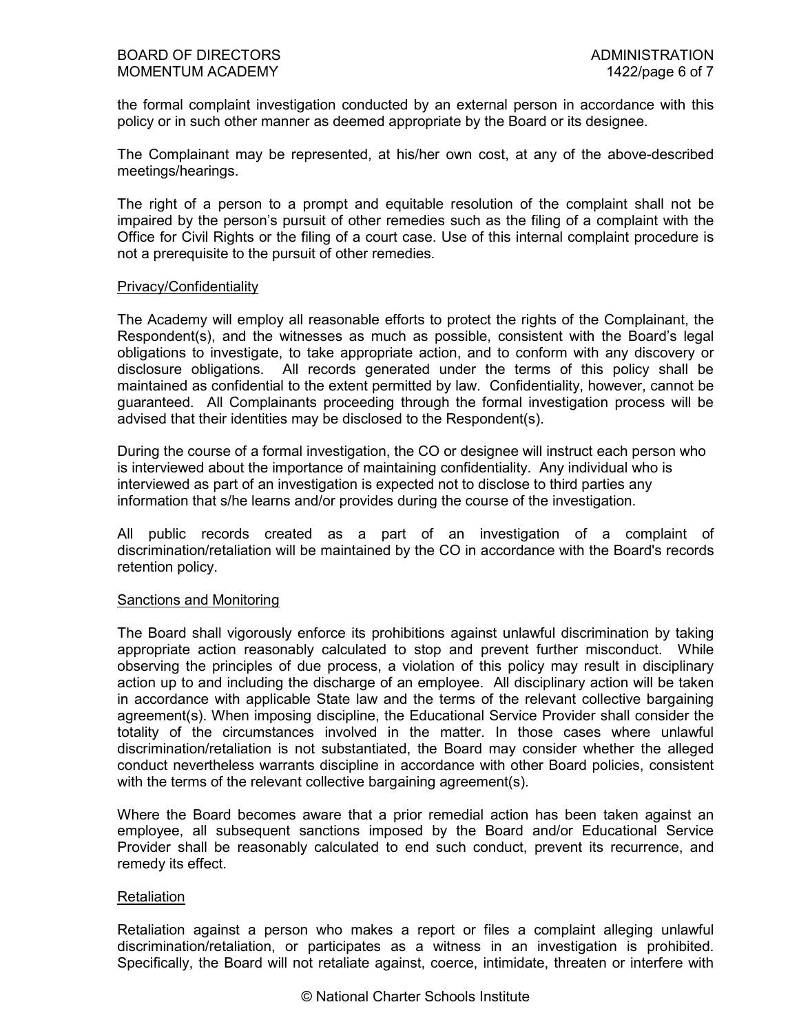the formal complaint investigation conducted by an external person in accordance with this policy or in such other manner as deemed appropriate by the Board or its designee.

The Complainant may be represented, at his/her own cost, at any of the above-described meetings/hearings.

The right of a person to a prompt and equitable resolution of the complaint shall not be impaired by the person's pursuit of other remedies such as the filing of a complaint with the Office for Civil Rights or the filing of a court case. Use of this internal complaint procedure is not a prerequisite to the pursuit of other remedies.

## Privacy/Confidentiality

The Academy will employ all reasonable efforts to protect the rights of the Complainant, the Respondent(s), and the witnesses as much as possible, consistent with the Board's legal obligations to investigate, to take appropriate action, and to conform with any discovery or disclosure obligations. All records generated under the terms of this policy shall be maintained as confidential to the extent permitted by law. Confidentiality, however, cannot be guaranteed. All Complainants proceeding through the formal investigation process will be advised that their identities may be disclosed to the Respondent(s).

During the course of a formal investigation, the CO or designee will instruct each person who is interviewed about the importance of maintaining confidentiality. Any individual who is interviewed as part of an investigation is expected not to disclose to third parties any information that s/he learns and/or provides during the course of the investigation.

All public records created as a part of an investigation of a complaint of discrimination/retaliation will be maintained by the CO in accordance with the Board's records retention policy.

## Sanctions and Monitoring

The Board shall vigorously enforce its prohibitions against unlawful discrimination by taking appropriate action reasonably calculated to stop and prevent further misconduct. While observing the principles of due process, a violation of this policy may result in disciplinary action up to and including the discharge of an employee. All disciplinary action will be taken in accordance with applicable State law and the terms of the relevant collective bargaining agreement(s). When imposing discipline, the Educational Service Provider shall consider the totality of the circumstances involved in the matter. In those cases where unlawful discrimination/retaliation is not substantiated, the Board may consider whether the alleged conduct nevertheless warrants discipline in accordance with other Board policies, consistent with the terms of the relevant collective bargaining agreement(s).

Where the Board becomes aware that a prior remedial action has been taken against an employee, all subsequent sanctions imposed by the Board and/or Educational Service Provider shall be reasonably calculated to end such conduct, prevent its recurrence, and remedy its effect.

## Retaliation

Retaliation against a person who makes a report or files a complaint alleging unlawful discrimination/retaliation, or participates as a witness in an investigation is prohibited. Specifically, the Board will not retaliate against, coerce, intimidate, threaten or interfere with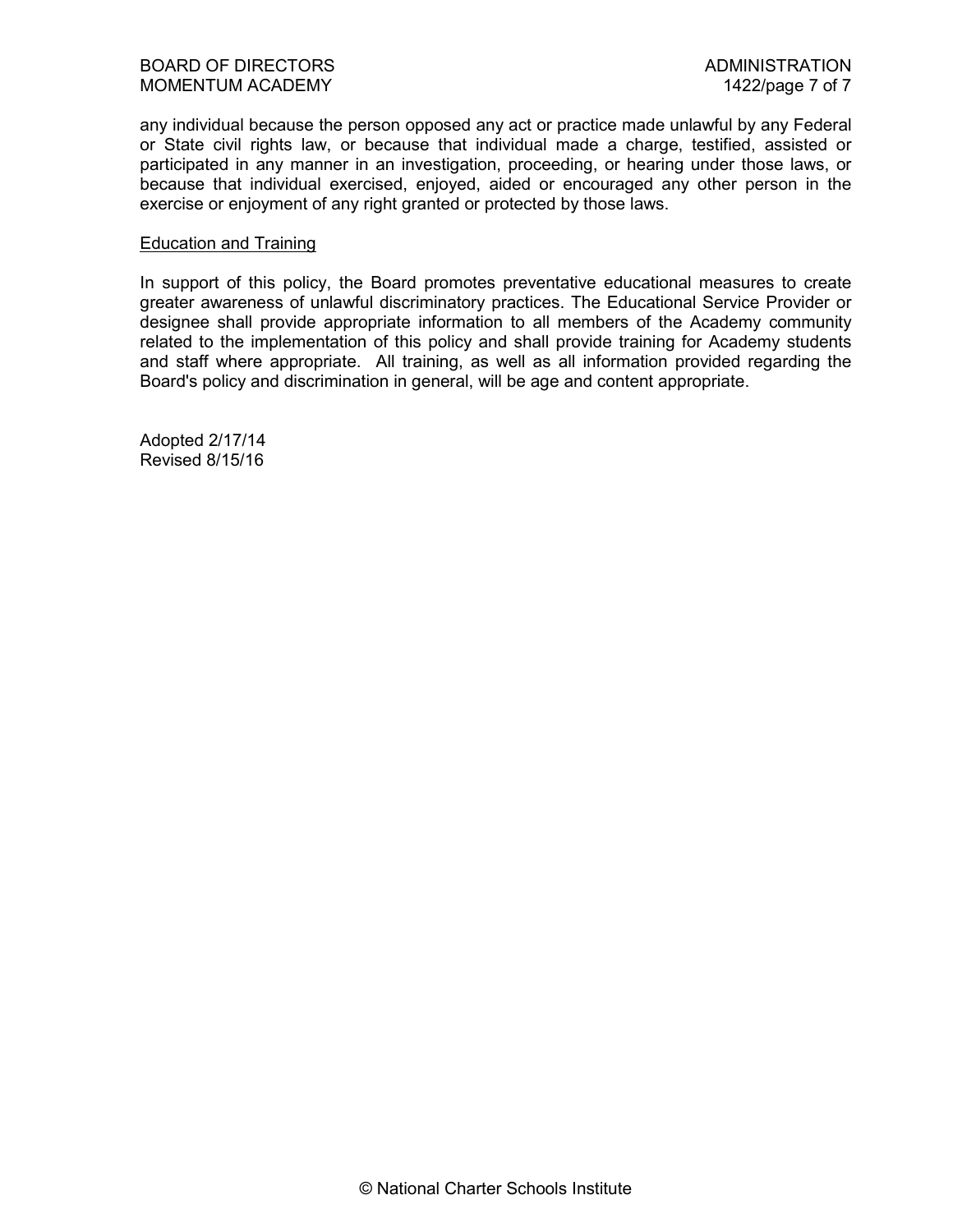any individual because the person opposed any act or practice made unlawful by any Federal or State civil rights law, or because that individual made a charge, testified, assisted or participated in any manner in an investigation, proceeding, or hearing under those laws, or because that individual exercised, enjoyed, aided or encouraged any other person in the exercise or enjoyment of any right granted or protected by those laws.

<u>Education and Training</u>

In support of this policy, the Board promotes preventative educational measures to create greater awareness of unlawful discriminatory practices. The Educational Service Provider or designee shall provide appropriate information to all members of the Academy community related to the implementation of this policy and shall provide training for Academy students and staff where appropriate. All training, as well as all information provided regarding the Board's policy and discrimination in general, will be age and content appropriate.

Adopted 2/17/14
Revised 8/15/16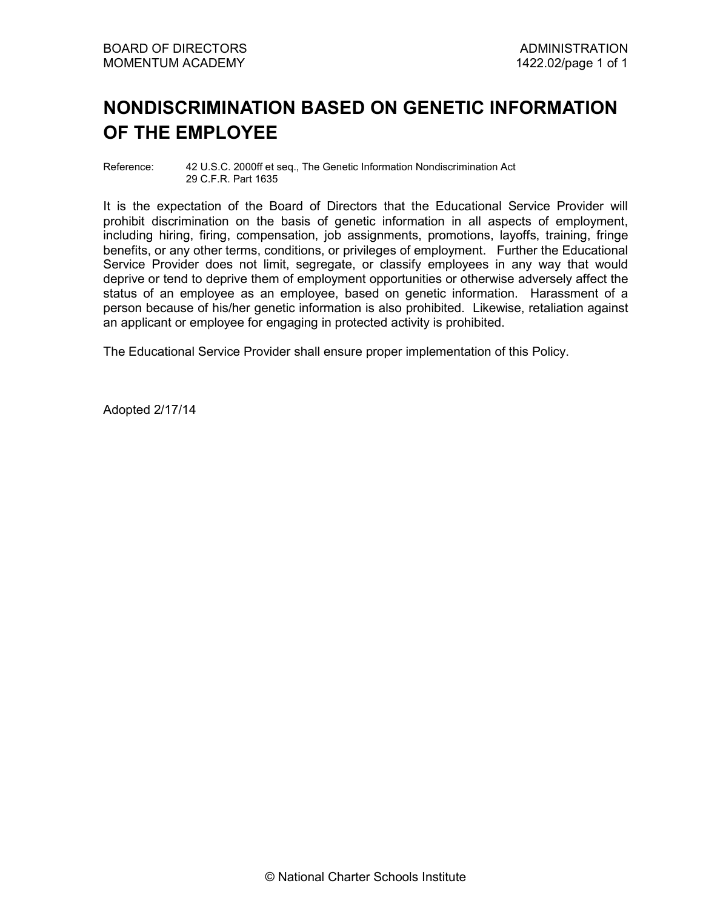# NONDISCRIMINATION BASED ON GENETIC INFORMATION OF THE EMPLOYEE

Reference: 42 U.S.C. 2000ff et seq., The Genetic Information Nondiscrimination Act
29 C.F.R. Part 1635

It is the expectation of the Board of Directors that the Educational Service Provider will prohibit discrimination on the basis of genetic information in all aspects of employment, including hiring, firing, compensation, job assignments, promotions, layoffs, training, fringe benefits, or any other terms, conditions, or privileges of employment. Further the Educational Service Provider does not limit, segregate, or classify employees in any way that would deprive or tend to deprive them of employment opportunities or otherwise adversely affect the status of an employee as an employee, based on genetic information. Harassment of a person because of his/her genetic information is also prohibited. Likewise, retaliation against an applicant or employee for engaging in protected activity is prohibited.

The Educational Service Provider shall ensure proper implementation of this Policy.

Adopted 2/17/14